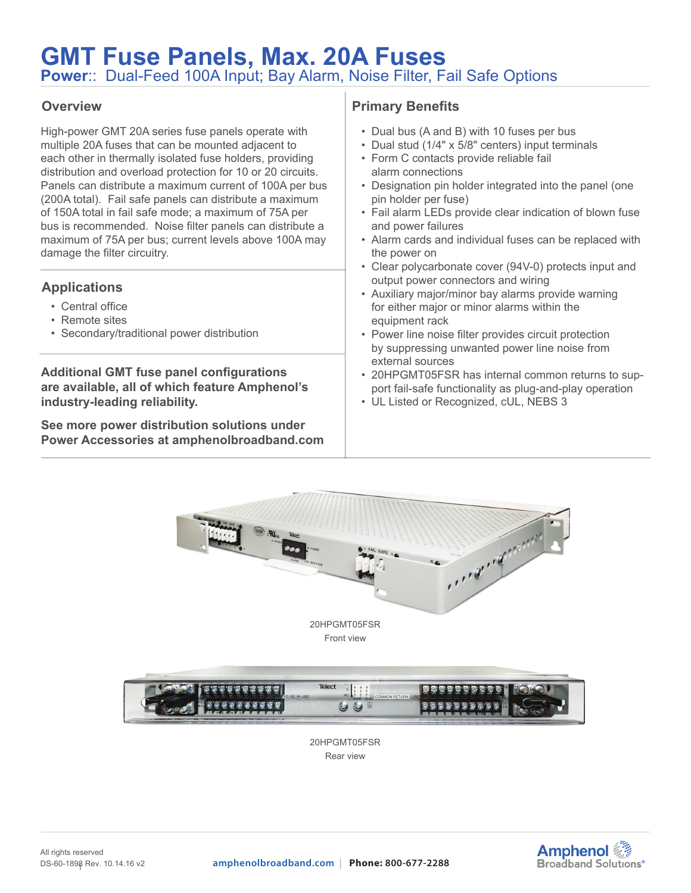# GMT Fuse Panels, Max. 20A Fuses

**Power**:: Dual-Feed 100A Input; Bay Alarm, Noise Filter, Fail Safe Options

## Overview

High-power GMT 20A series fuse panels operate with multiple 20A fuses that can be mounted adjacent to each other in thermally isolated fuse holders, providing distribution and overload protection for 10 or 20 circuits. Panels can distribute a maximum current of 100A per bus (200A total). Fail safe panels can distribute a maximum of 150A total in fail safe mode; a maximum of 75A per bus is recommended. Noise filter panels can distribute a maximum of 75A per bus; current levels above 100A may damage the filter circuitry.

## Applications

- Central office
- Remote sites
- Secondary/traditional power distribution

**Additional GMT fuse panel configurations are available, all of which feature Amphenol's industry-leading reliability.**

**See more power distribution solutions under Power Accessories at amphenolbroadband.com**

## Primary Benefits

- Dual bus (A and B) with 10 fuses per bus
- Dual stud (1/4" x 5/8" centers) input terminals
- Form C contacts provide reliable fail alarm connections
- Designation pin holder integrated into the panel (one pin holder per fuse)
- Fail alarm LEDs provide clear indication of blown fuse and power failures
- Alarm cards and individual fuses can be replaced with the power on
- Clear polycarbonate cover (94V-0) protects input and output power connectors and wiring
- Auxiliary major/minor bay alarms provide warning for either major or minor alarms within the equipment rack
- Power line noise filter provides circuit protection by suppressing unwanted power line noise from external sources
- 20HPGMT05FSR has internal common returns to support fail-safe functionality as plug-and-play operation
- UL Listed or Recognized, cUL, NEBS 3

20HPGMT05FSR
Front view

20HPGMT05FSR
Rear view

All rights reserved
DS-60-1898 Rev. 10.14.16 v2

amphenolbroadband.com | **Phone: 800-677-2288**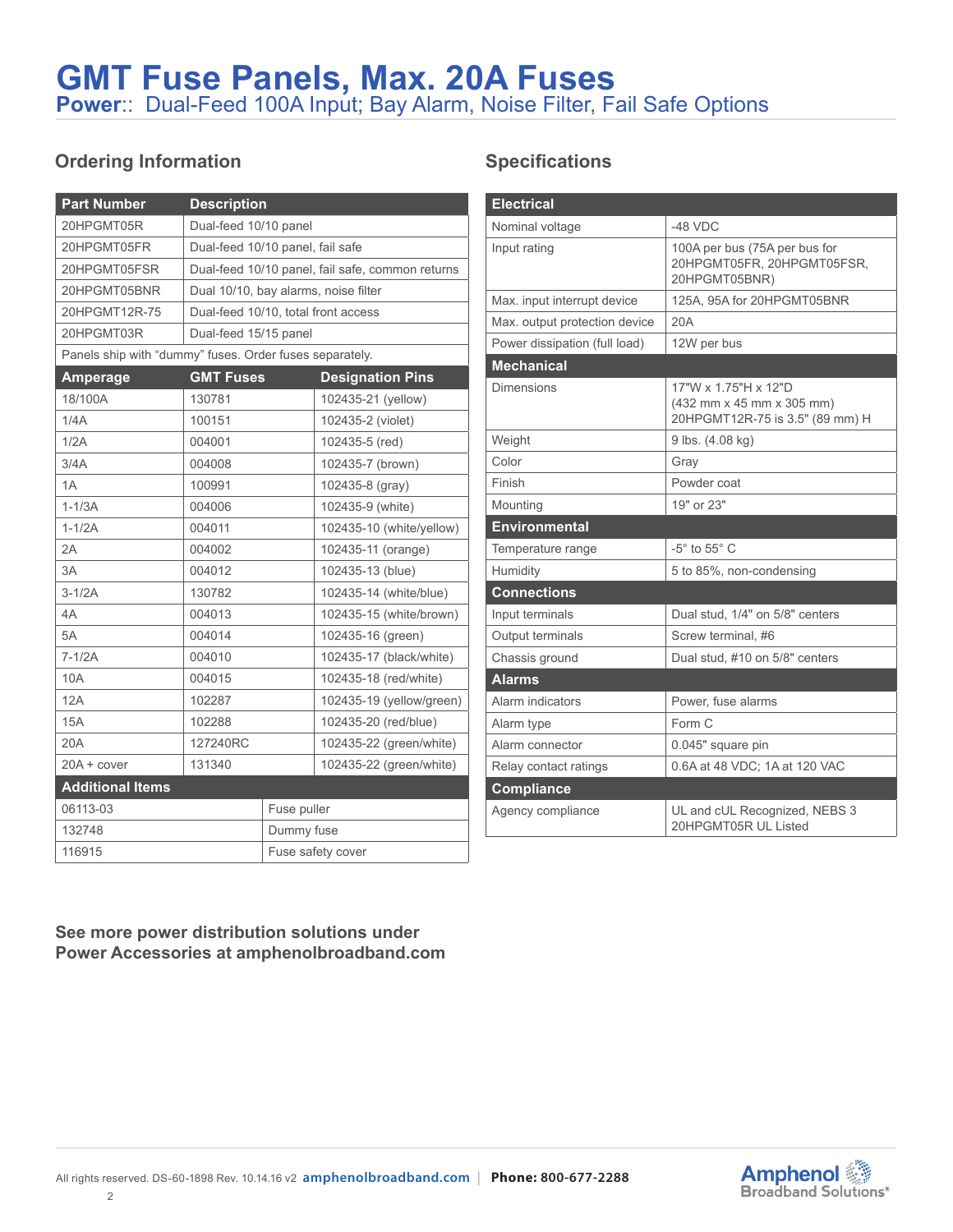# GMT Fuse Panels, Max. 20A Fuses

**Power**:: Dual-Feed 100A Input; Bay Alarm, Noise Filter, Fail Safe Options

## Ordering Information

| Part Number | Description |
|---|---|
| 20HPGMT05R | Dual-feed 10/10 panel |
| 20HPGMT05FR | Dual-feed 10/10 panel, fail safe |
| 20HPGMT05FSR | Dual-feed 10/10 panel, fail safe, common returns |
| 20HPGMT05BNR | Dual 10/10, bay alarms, noise filter |
| 20HPGMT12R-75 | Dual-feed 10/10, total front access |
| 20HPGMT03R | Dual-feed 15/15 panel |

Panels ship with "dummy" fuses. Order fuses separately.

| Amperage | GMT Fuses | Designation Pins |
|---|---|---|
| 18/100A | 130781 | 102435-21 (yellow) |
| 1/4A | 100151 | 102435-2 (violet) |
| 1/2A | 004001 | 102435-5 (red) |
| 3/4A | 004008 | 102435-7 (brown) |
| 1A | 100991 | 102435-8 (gray) |
| 1-1/3A | 004006 | 102435-9 (white) |
| 1-1/2A | 004011 | 102435-10 (white/yellow) |
| 2A | 004002 | 102435-11 (orange) |
| 3A | 004012 | 102435-13 (blue) |
| 3-1/2A | 130782 | 102435-14 (white/blue) |
| 4A | 004013 | 102435-15 (white/brown) |
| 5A | 004014 | 102435-16 (green) |
| 7-1/2A | 004010 | 102435-17 (black/white) |
| 10A | 004015 | 102435-18 (red/white) |
| 12A | 102287 | 102435-19 (yellow/green) |
| 15A | 102288 | 102435-20 (red/blue) |
| 20A | 127240RC | 102435-22 (green/white) |
| 20A + cover | 131340 | 102435-22 (green/white) |

| Additional Items | |
|---|---|
| 06113-03 | Fuse puller |
| 132748 | Dummy fuse |
| 116915 | Fuse safety cover |

## Specifications

| Electrical | |
|---|---|
| Nominal voltage | -48 VDC |
| Input rating | 100A per bus (75A per bus for 20HPGMT05FR, 20HPGMT05FSR, 20HPGMT05BNR) |
| Max. input interrupt device | 125A, 95A for 20HPGMT05BNR |
| Max. output protection device | 20A |
| Power dissipation (full load) | 12W per bus |
| **Mechanical** | |
| Dimensions | 17"W x 1.75"H x 12"D (432 mm x 45 mm x 305 mm) 20HPGMT12R-75 is 3.5" (89 mm) H |
| Weight | 9 lbs. (4.08 kg) |
| Color | Gray |
| Finish | Powder coat |
| Mounting | 19" or 23" |
| **Environmental** | |
| Temperature range | -5° to 55° C |
| Humidity | 5 to 85%, non-condensing |
| **Connections** | |
| Input terminals | Dual stud, 1/4" on 5/8" centers |
| Output terminals | Screw terminal, #6 |
| Chassis ground | Dual stud, #10 on 5/8" centers |
| **Alarms** | |
| Alarm indicators | Power, fuse alarms |
| Alarm type | Form C |
| Alarm connector | 0.045" square pin |
| Relay contact ratings | 0.6A at 48 VDC; 1A at 120 VAC |
| **Compliance** | |
| Agency compliance | UL and cUL Recognized, NEBS 3 20HPGMT05R UL Listed |

**See more power distribution solutions under Power Accessories at amphenolbroadband.com**

All rights reserved. DS-60-1898 Rev. 10.14.16 v2 **amphenolbroadband.com** | **Phone:** 800-677-2288